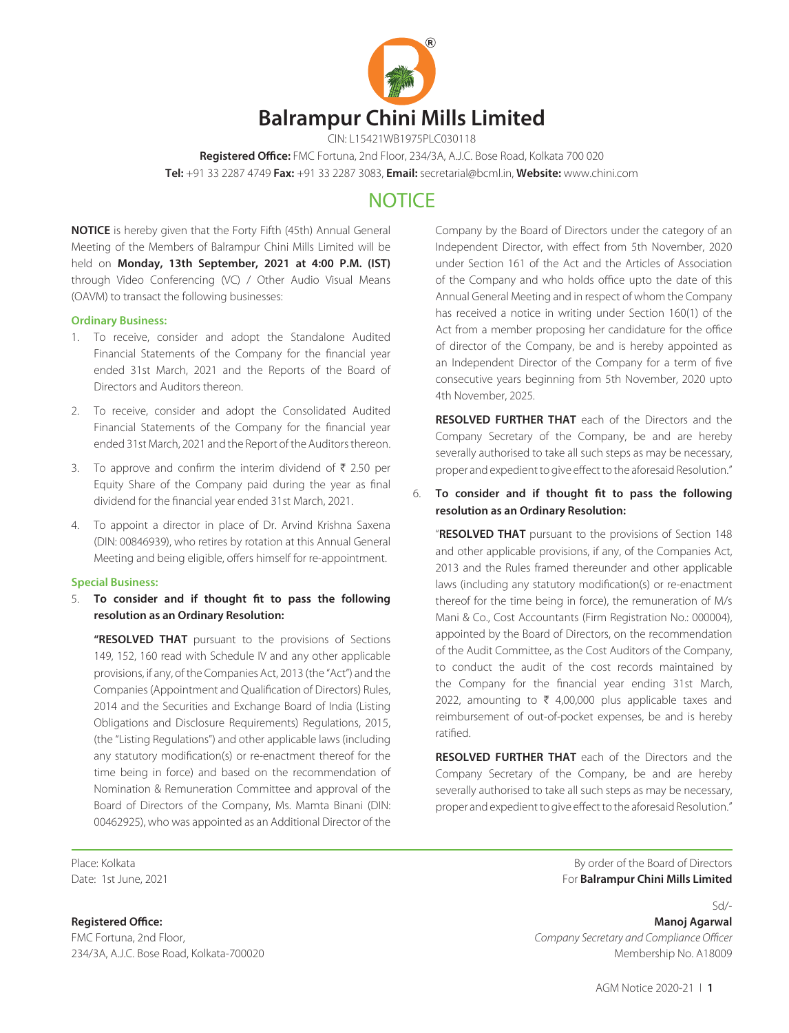# Balrampur Chini Mills Limited

CIN: L15421WB1975PLC030118

**Registered Office:** FMC Fortuna, 2nd Floor, 234/3A, A.J.C. Bose Road, Kolkata 700 020

**Tel:** +91 33 2287 4749 **Fax:** +91 33 2287 3083, **Email:** secretarial@bcml.in, **Website:** www.chini.com

## NOTICE

**NOTICE** is hereby given that the Forty Fifth (45th) Annual General Meeting of the Members of Balrampur Chini Mills Limited will be held on **Monday, 13th September, 2021 at 4:00 P.M. (IST)** through Video Conferencing (VC) / Other Audio Visual Means (OAVM) to transact the following businesses:

### Ordinary Business:

1. To receive, consider and adopt the Standalone Audited Financial Statements of the Company for the financial year ended 31st March, 2021 and the Reports of the Board of Directors and Auditors thereon.

2. To receive, consider and adopt the Consolidated Audited Financial Statements of the Company for the financial year ended 31st March, 2021 and the Report of the Auditors thereon.

3. To approve and confirm the interim dividend of ₹ 2.50 per Equity Share of the Company paid during the year as final dividend for the financial year ended 31st March, 2021.

4. To appoint a director in place of Dr. Arvind Krishna Saxena (DIN: 00846939), who retires by rotation at this Annual General Meeting and being eligible, offers himself for re-appointment.

### Special Business:

5. **To consider and if thought fit to pass the following resolution as an Ordinary Resolution:**

   **"RESOLVED THAT** pursuant to the provisions of Sections 149, 152, 160 read with Schedule IV and any other applicable provisions, if any, of the Companies Act, 2013 (the "Act") and the Companies (Appointment and Qualification of Directors) Rules, 2014 and the Securities and Exchange Board of India (Listing Obligations and Disclosure Requirements) Regulations, 2015, (the "Listing Regulations") and other applicable laws (including any statutory modification(s) or re-enactment thereof for the time being in force) and based on the recommendation of Nomination & Remuneration Committee and approval of the Board of Directors of the Company, Ms. Mamta Binani (DIN: 00462925), who was appointed as an Additional Director of the Company by the Board of Directors under the category of an Independent Director, with effect from 5th November, 2020 under Section 161 of the Act and the Articles of Association of the Company and who holds office upto the date of this Annual General Meeting and in respect of whom the Company has received a notice in writing under Section 160(1) of the Act from a member proposing her candidature for the office of director of the Company, be and is hereby appointed as an Independent Director of the Company for a term of five consecutive years beginning from 5th November, 2020 upto 4th November, 2025.

   **RESOLVED FURTHER THAT** each of the Directors and the Company Secretary of the Company, be and are hereby severally authorised to take all such steps as may be necessary, proper and expedient to give effect to the aforesaid Resolution."

6. **To consider and if thought fit to pass the following resolution as an Ordinary Resolution:**

   "**RESOLVED THAT** pursuant to the provisions of Section 148 and other applicable provisions, if any, of the Companies Act, 2013 and the Rules framed thereunder and other applicable laws (including any statutory modification(s) or re-enactment thereof for the time being in force), the remuneration of M/s Mani & Co., Cost Accountants (Firm Registration No.: 000004), appointed by the Board of Directors, on the recommendation of the Audit Committee, as the Cost Auditors of the Company, to conduct the audit of the cost records maintained by the Company for the financial year ending 31st March, 2022, amounting to ₹ 4,00,000 plus applicable taxes and reimbursement of out-of-pocket expenses, be and is hereby ratified.

   **RESOLVED FURTHER THAT** each of the Directors and the Company Secretary of the Company, be and are hereby severally authorised to take all such steps as may be necessary, proper and expedient to give effect to the aforesaid Resolution."

Place: Kolkata
Date: 1st June, 2021

By order of the Board of Directors
For **Balrampur Chini Mills Limited**

Sd/-
**Manoj Agarwal**
*Company Secretary and Compliance Officer*
Membership No. A18009

**Registered Office:**
FMC Fortuna, 2nd Floor,
234/3A, A.J.C. Bose Road, Kolkata-700020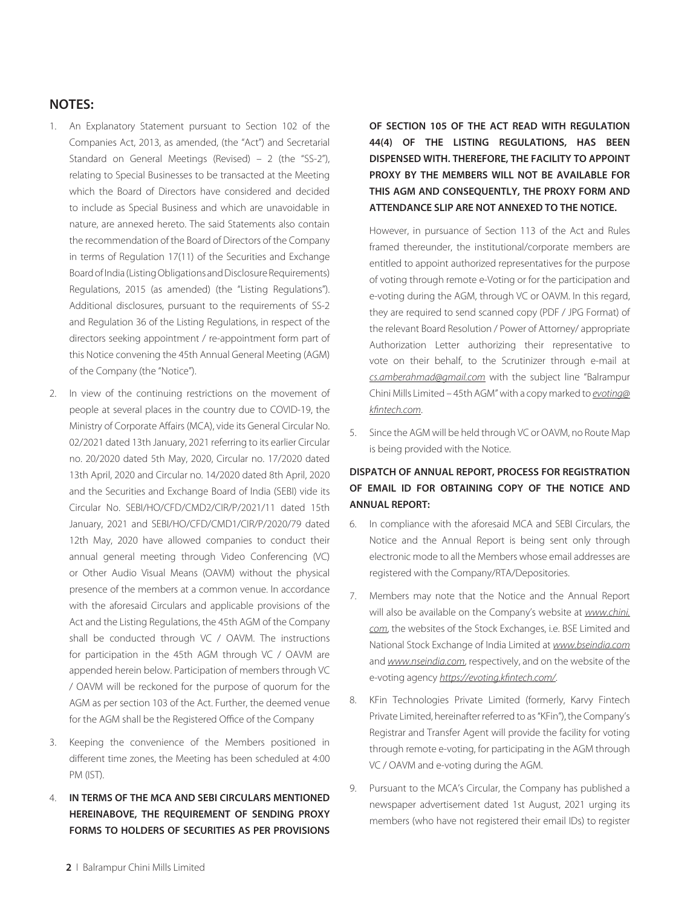## NOTES:

1. An Explanatory Statement pursuant to Section 102 of the Companies Act, 2013, as amended, (the "Act") and Secretarial Standard on General Meetings (Revised) – 2 (the "SS-2"), relating to Special Businesses to be transacted at the Meeting which the Board of Directors have considered and decided to include as Special Business and which are unavoidable in nature, are annexed hereto. The said Statements also contain the recommendation of the Board of Directors of the Company in terms of Regulation 17(11) of the Securities and Exchange Board of India (Listing Obligations and Disclosure Requirements) Regulations, 2015 (as amended) (the "Listing Regulations"). Additional disclosures, pursuant to the requirements of SS-2 and Regulation 36 of the Listing Regulations, in respect of the directors seeking appointment / re-appointment form part of this Notice convening the 45th Annual General Meeting (AGM) of the Company (the "Notice").

2. In view of the continuing restrictions on the movement of people at several places in the country due to COVID-19, the Ministry of Corporate Affairs (MCA), vide its General Circular No. 02/2021 dated 13th January, 2021 referring to its earlier Circular no. 20/2020 dated 5th May, 2020, Circular no. 17/2020 dated 13th April, 2020 and Circular no. 14/2020 dated 8th April, 2020 and the Securities and Exchange Board of India (SEBI) vide its Circular No. SEBI/HO/CFD/CMD2/CIR/P/2021/11 dated 15th January, 2021 and SEBI/HO/CFD/CMD1/CIR/P/2020/79 dated 12th May, 2020 have allowed companies to conduct their annual general meeting through Video Conferencing (VC) or Other Audio Visual Means (OAVM) without the physical presence of the members at a common venue. In accordance with the aforesaid Circulars and applicable provisions of the Act and the Listing Regulations, the 45th AGM of the Company shall be conducted through VC / OAVM. The instructions for participation in the 45th AGM through VC / OAVM are appended herein below. Participation of members through VC / OAVM will be reckoned for the purpose of quorum for the AGM as per section 103 of the Act. Further, the deemed venue for the AGM shall be the Registered Office of the Company

3. Keeping the convenience of the Members positioned in different time zones, the Meeting has been scheduled at 4:00 PM (IST).

4. **IN TERMS OF THE MCA AND SEBI CIRCULARS MENTIONED HEREINABOVE, THE REQUIREMENT OF SENDING PROXY FORMS TO HOLDERS OF SECURITIES AS PER PROVISIONS OF SECTION 105 OF THE ACT READ WITH REGULATION 44(4) OF THE LISTING REGULATIONS, HAS BEEN DISPENSED WITH. THEREFORE, THE FACILITY TO APPOINT PROXY BY THE MEMBERS WILL NOT BE AVAILABLE FOR THIS AGM AND CONSEQUENTLY, THE PROXY FORM AND ATTENDANCE SLIP ARE NOT ANNEXED TO THE NOTICE.**

   However, in pursuance of Section 113 of the Act and Rules framed thereunder, the institutional/corporate members are entitled to appoint authorized representatives for the purpose of voting through remote e-Voting or for the participation and e-voting during the AGM, through VC or OAVM. In this regard, they are required to send scanned copy (PDF / JPG Format) of the relevant Board Resolution / Power of Attorney/ appropriate Authorization Letter authorizing their representative to vote on their behalf, to the Scrutinizer through e-mail at cs.amberahmad@gmail.com with the subject line "Balrampur Chini Mills Limited – 45th AGM" with a copy marked to evoting@kfintech.com.

5. Since the AGM will be held through VC or OAVM, no Route Map is being provided with the Notice.

### DISPATCH OF ANNUAL REPORT, PROCESS FOR REGISTRATION OF EMAIL ID FOR OBTAINING COPY OF THE NOTICE AND ANNUAL REPORT:

6. In compliance with the aforesaid MCA and SEBI Circulars, the Notice and the Annual Report is being sent only through electronic mode to all the Members whose email addresses are registered with the Company/RTA/Depositories.

7. Members may note that the Notice and the Annual Report will also be available on the Company's website at www.chini.com, the websites of the Stock Exchanges, i.e. BSE Limited and National Stock Exchange of India Limited at www.bseindia.com and www.nseindia.com, respectively, and on the website of the e-voting agency https://evoting.kfintech.com/.

8. KFin Technologies Private Limited (formerly, Karvy Fintech Private Limited, hereinafter referred to as "KFin"), the Company's Registrar and Transfer Agent will provide the facility for voting through remote e-voting, for participating in the AGM through VC / OAVM and e-voting during the AGM.

9. Pursuant to the MCA's Circular, the Company has published a newspaper advertisement dated 1st August, 2021 urging its members (who have not registered their email IDs) to register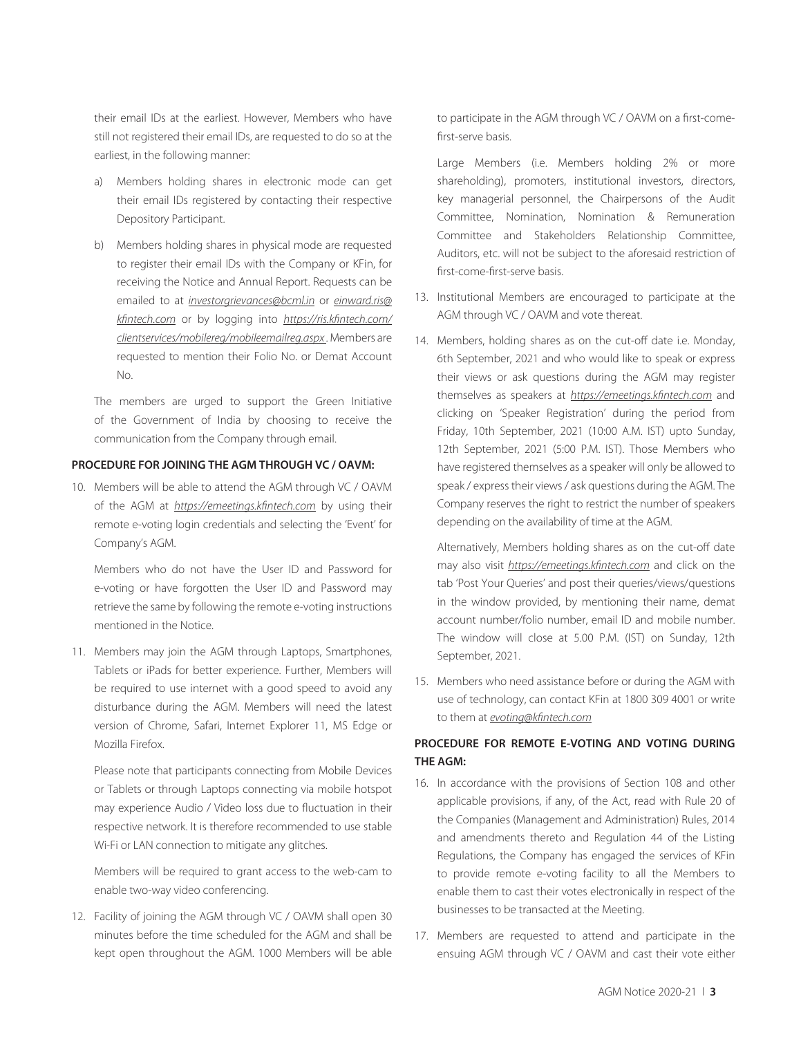their email IDs at the earliest. However, Members who have still not registered their email IDs, are requested to do so at the earliest, in the following manner:

a) Members holding shares in electronic mode can get their email IDs registered by contacting their respective Depository Participant.

b) Members holding shares in physical mode are requested to register their email IDs with the Company or KFin, for receiving the Notice and Annual Report. Requests can be emailed to at *investorgrievances@bcml.in* or *einward.ris@kfintech.com* or by logging into *https://ris.kfintech.com/clientservices/mobilereg/mobileemailreg.aspx*. Members are requested to mention their Folio No. or Demat Account No.

The members are urged to support the Green Initiative of the Government of India by choosing to receive the communication from the Company through email.

**PROCEDURE FOR JOINING THE AGM THROUGH VC / OAVM:**

10. Members will be able to attend the AGM through VC / OAVM of the AGM at *https://emeetings.kfintech.com* by using their remote e-voting login credentials and selecting the 'Event' for Company's AGM.

    Members who do not have the User ID and Password for e-voting or have forgotten the User ID and Password may retrieve the same by following the remote e-voting instructions mentioned in the Notice.

11. Members may join the AGM through Laptops, Smartphones, Tablets or iPads for better experience. Further, Members will be required to use internet with a good speed to avoid any disturbance during the AGM. Members will need the latest version of Chrome, Safari, Internet Explorer 11, MS Edge or Mozilla Firefox.

    Please note that participants connecting from Mobile Devices or Tablets or through Laptops connecting via mobile hotspot may experience Audio / Video loss due to fluctuation in their respective network. It is therefore recommended to use stable Wi-Fi or LAN connection to mitigate any glitches.

    Members will be required to grant access to the web-cam to enable two-way video conferencing.

12. Facility of joining the AGM through VC / OAVM shall open 30 minutes before the time scheduled for the AGM and shall be kept open throughout the AGM. 1000 Members will be able to participate in the AGM through VC / OAVM on a first-come-first-serve basis.

    Large Members (i.e. Members holding 2% or more shareholding), promoters, institutional investors, directors, key managerial personnel, the Chairpersons of the Audit Committee, Nomination, Nomination & Remuneration Committee and Stakeholders Relationship Committee, Auditors, etc. will not be subject to the aforesaid restriction of first-come-first-serve basis.

13. Institutional Members are encouraged to participate at the AGM through VC / OAVM and vote thereat.

14. Members, holding shares as on the cut-off date i.e. Monday, 6th September, 2021 and who would like to speak or express their views or ask questions during the AGM may register themselves as speakers at *https://emeetings.kfintech.com* and clicking on 'Speaker Registration' during the period from Friday, 10th September, 2021 (10:00 A.M. IST) upto Sunday, 12th September, 2021 (5:00 P.M. IST). Those Members who have registered themselves as a speaker will only be allowed to speak / express their views / ask questions during the AGM. The Company reserves the right to restrict the number of speakers depending on the availability of time at the AGM.

    Alternatively, Members holding shares as on the cut-off date may also visit *https://emeetings.kfintech.com* and click on the tab 'Post Your Queries' and post their queries/views/questions in the window provided, by mentioning their name, demat account number/folio number, email ID and mobile number. The window will close at 5.00 P.M. (IST) on Sunday, 12th September, 2021.

15. Members who need assistance before or during the AGM with use of technology, can contact KFin at 1800 309 4001 or write to them at *evoting@kfintech.com*

**PROCEDURE FOR REMOTE E-VOTING AND VOTING DURING THE AGM:**

16. In accordance with the provisions of Section 108 and other applicable provisions, if any, of the Act, read with Rule 20 of the Companies (Management and Administration) Rules, 2014 and amendments thereto and Regulation 44 of the Listing Regulations, the Company has engaged the services of KFin to provide remote e-voting facility to all the Members to enable them to cast their votes electronically in respect of the businesses to be transacted at the Meeting.

17. Members are requested to attend and participate in the ensuing AGM through VC / OAVM and cast their vote either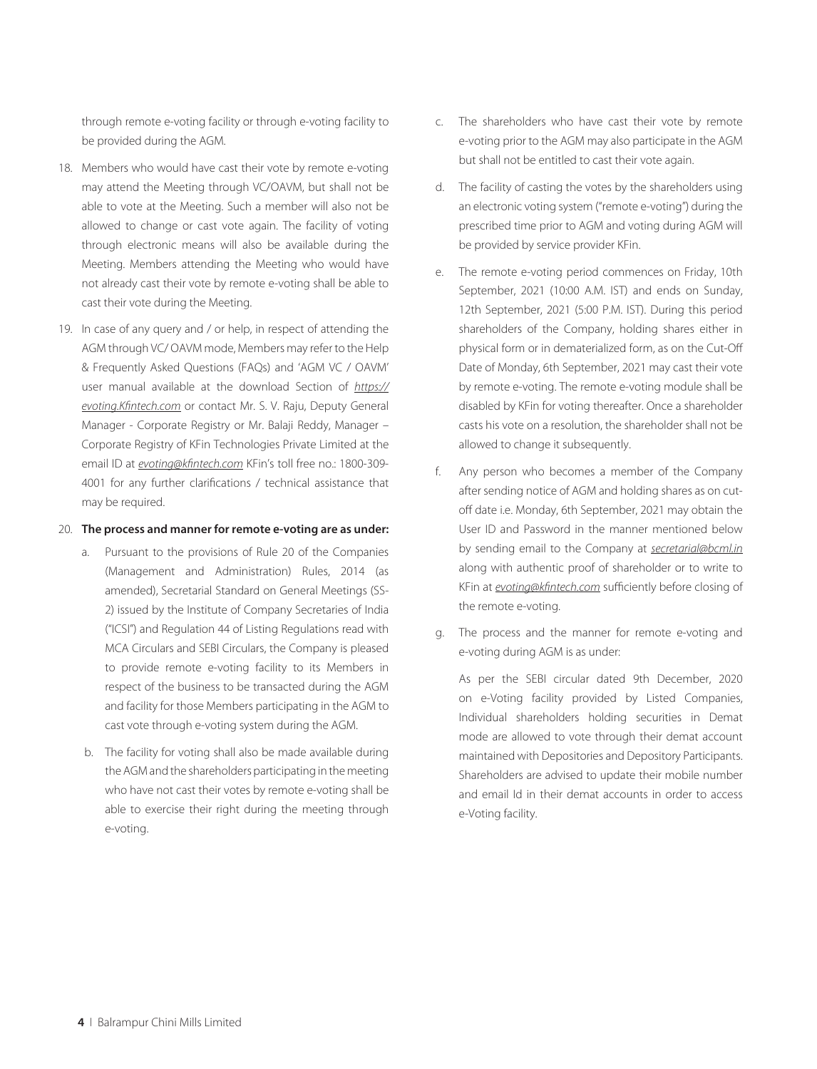through remote e-voting facility or through e-voting facility to be provided during the AGM.

18. Members who would have cast their vote by remote e-voting may attend the Meeting through VC/OAVM, but shall not be able to vote at the Meeting. Such a member will also not be allowed to change or cast vote again. The facility of voting through electronic means will also be available during the Meeting. Members attending the Meeting who would have not already cast their vote by remote e-voting shall be able to cast their vote during the Meeting.

19. In case of any query and / or help, in respect of attending the AGM through VC/ OAVM mode, Members may refer to the Help & Frequently Asked Questions (FAQs) and 'AGM VC / OAVM' user manual available at the download Section of *https://evoting.Kfintech.com* or contact Mr. S. V. Raju, Deputy General Manager - Corporate Registry or Mr. Balaji Reddy, Manager – Corporate Registry of KFin Technologies Private Limited at the email ID at *evoting@kfintech.com* KFin's toll free no.: 1800-309-4001 for any further clarifications / technical assistance that may be required.

20. **The process and manner for remote e-voting are as under:**

    a. Pursuant to the provisions of Rule 20 of the Companies (Management and Administration) Rules, 2014 (as amended), Secretarial Standard on General Meetings (SS-2) issued by the Institute of Company Secretaries of India ("ICSI") and Regulation 44 of Listing Regulations read with MCA Circulars and SEBI Circulars, the Company is pleased to provide remote e-voting facility to its Members in respect of the business to be transacted during the AGM and facility for those Members participating in the AGM to cast vote through e-voting system during the AGM.

    b. The facility for voting shall also be made available during the AGM and the shareholders participating in the meeting who have not cast their votes by remote e-voting shall be able to exercise their right during the meeting through e-voting.

    c. The shareholders who have cast their vote by remote e-voting prior to the AGM may also participate in the AGM but shall not be entitled to cast their vote again.

    d. The facility of casting the votes by the shareholders using an electronic voting system ("remote e-voting") during the prescribed time prior to AGM and voting during AGM will be provided by service provider KFin.

    e. The remote e-voting period commences on Friday, 10th September, 2021 (10:00 A.M. IST) and ends on Sunday, 12th September, 2021 (5:00 P.M. IST). During this period shareholders of the Company, holding shares either in physical form or in dematerialized form, as on the Cut-Off Date of Monday, 6th September, 2021 may cast their vote by remote e-voting. The remote e-voting module shall be disabled by KFin for voting thereafter. Once a shareholder casts his vote on a resolution, the shareholder shall not be allowed to change it subsequently.

    f. Any person who becomes a member of the Company after sending notice of AGM and holding shares as on cut-off date i.e. Monday, 6th September, 2021 may obtain the User ID and Password in the manner mentioned below by sending email to the Company at *secretarial@bcml.in* along with authentic proof of shareholder or to write to KFin at *evoting@kfintech.com* sufficiently before closing of the remote e-voting.

    g. The process and the manner for remote e-voting and e-voting during AGM is as under:

       As per the SEBI circular dated 9th December, 2020 on e-Voting facility provided by Listed Companies, Individual shareholders holding securities in Demat mode are allowed to vote through their demat account maintained with Depositories and Depository Participants. Shareholders are advised to update their mobile number and email Id in their demat accounts in order to access e-Voting facility.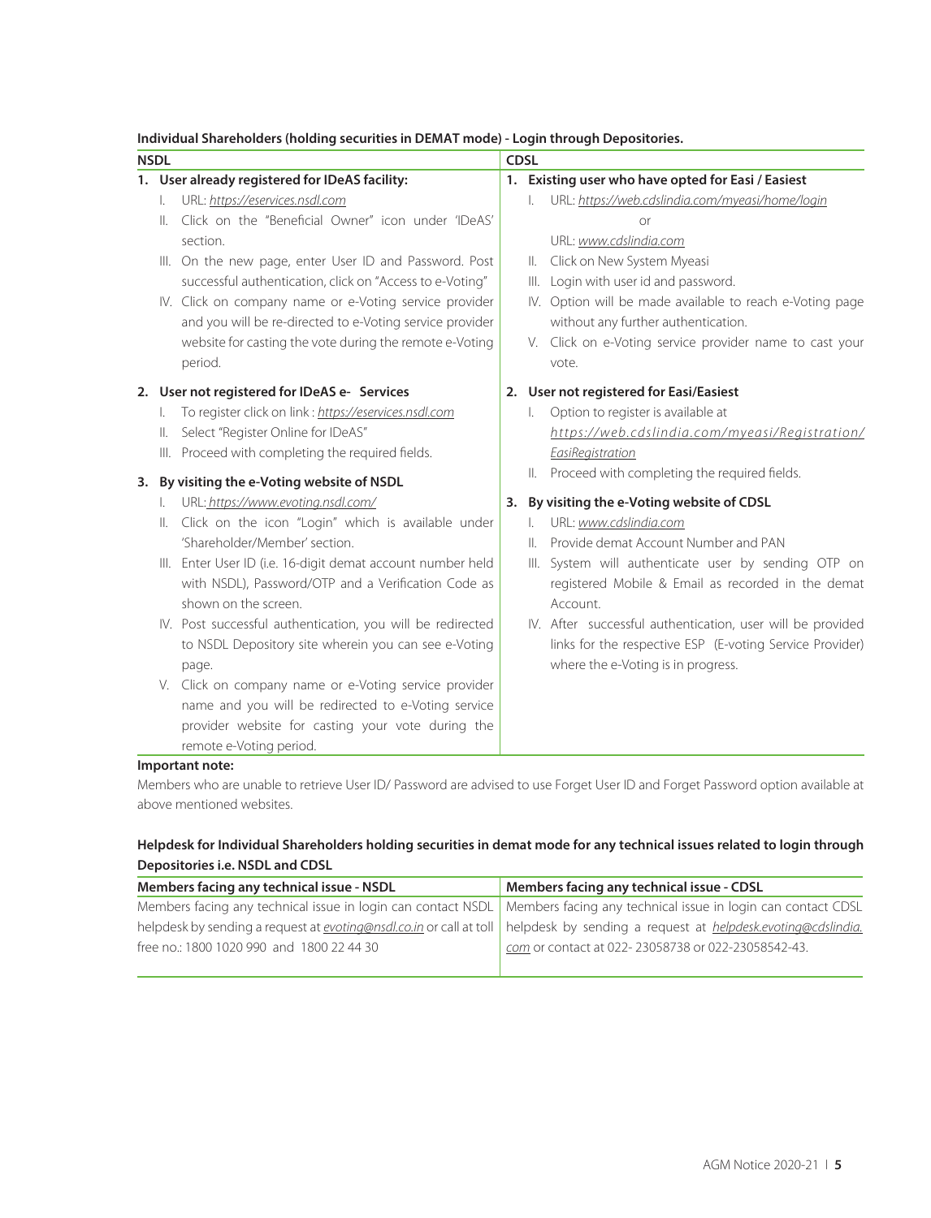**Individual Shareholders (holding securities in DEMAT mode) - Login through Depositories.**

| NSDL | CDSL |
|---|---|
| **1. User already registered for IDeAS facility:**<br>I. URL: *https://eservices.nsdl.com*<br>II. Click on the "Beneficial Owner" icon under 'IDeAS' section.<br>III. On the new page, enter User ID and Password. Post successful authentication, click on "Access to e-Voting"<br>IV. Click on company name or e-Voting service provider and you will be re-directed to e-Voting service provider website for casting the vote during the remote e-Voting period. | **1. Existing user who have opted for Easi / Easiest**<br>I. URL: *https://web.cdslindia.com/myeasi/home/login*<br>or<br>URL: *www.cdslindia.com*<br>II. Click on New System Myeasi<br>III. Login with user id and password.<br>IV. Option will be made available to reach e-Voting page without any further authentication.<br>V. Click on e-Voting service provider name to cast your vote. |
| **2. User not registered for IDeAS e- Services**<br>I. To register click on link : *https://eservices.nsdl.com*<br>II. Select "Register Online for IDeAS"<br>III. Proceed with completing the required fields. | **2. User not registered for Easi/Easiest**<br>I. Option to register is available at *https://web.cdslindia.com/myeasi/Registration/EasiRegistration*<br>II. Proceed with completing the required fields. |
| **3. By visiting the e-Voting website of NSDL**<br>I. URL: *https://www.evoting.nsdl.com/*<br>II. Click on the icon "Login" which is available under 'Shareholder/Member' section.<br>III. Enter User ID (i.e. 16-digit demat account number held with NSDL), Password/OTP and a Verification Code as shown on the screen.<br>IV. Post successful authentication, you will be redirected to NSDL Depository site wherein you can see e-Voting page.<br>V. Click on company name or e-Voting service provider name and you will be redirected to e-Voting service provider website for casting your vote during the remote e-Voting period. | **3. By visiting the e-Voting website of CDSL**<br>I. URL: *www.cdslindia.com*<br>II. Provide demat Account Number and PAN<br>III. System will authenticate user by sending OTP on registered Mobile & Email as recorded in the demat Account.<br>IV. After successful authentication, user will be provided links for the respective ESP (E-voting Service Provider) where the e-Voting is in progress. |

**Important note:**

Members who are unable to retrieve User ID/ Password are advised to use Forget User ID and Forget Password option available at above mentioned websites.

**Helpdesk for Individual Shareholders holding securities in demat mode for any technical issues related to login through Depositories i.e. NSDL and CDSL**

| Members facing any technical issue - NSDL | Members facing any technical issue - CDSL |
|---|---|
| Members facing any technical issue in login can contact NSDL helpdesk by sending a request at *evoting@nsdl.co.in* or call at toll free no.: 1800 1020 990 and 1800 22 44 30 | Members facing any technical issue in login can contact CDSL helpdesk by sending a request at *helpdesk.evoting@cdslindia.com* or contact at 022- 23058738 or 022-23058542-43. |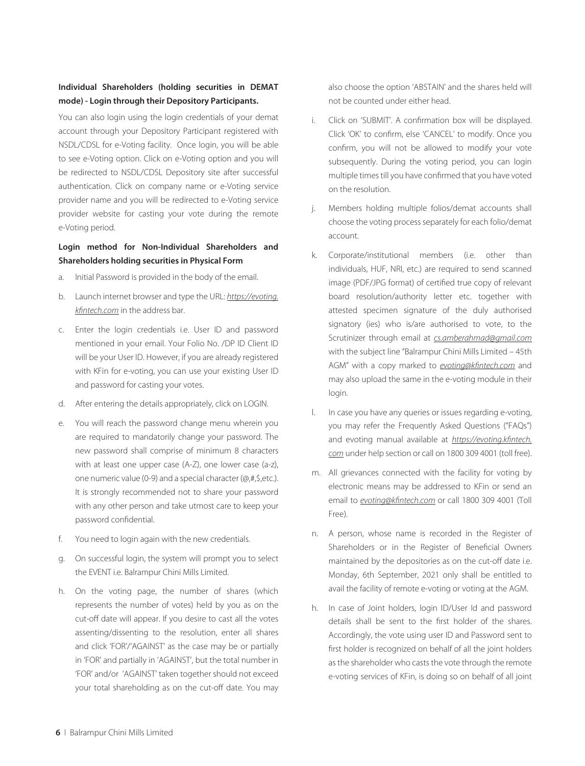**Individual Shareholders (holding securities in DEMAT mode) - Login through their Depository Participants.**

You can also login using the login credentials of your demat account through your Depository Participant registered with NSDL/CDSL for e-Voting facility. Once login, you will be able to see e-Voting option. Click on e-Voting option and you will be redirected to NSDL/CDSL Depository site after successful authentication. Click on company name or e-Voting service provider name and you will be redirected to e-Voting service provider website for casting your vote during the remote e-Voting period.

**Login method for Non-Individual Shareholders and Shareholders holding securities in Physical Form**

a. Initial Password is provided in the body of the email.

b. Launch internet browser and type the URL: *https://evoting.kfintech.com* in the address bar.

c. Enter the login credentials i.e. User ID and password mentioned in your email. Your Folio No. /DP ID Client ID will be your User ID. However, if you are already registered with KFin for e-voting, you can use your existing User ID and password for casting your votes.

d. After entering the details appropriately, click on LOGIN.

e. You will reach the password change menu wherein you are required to mandatorily change your password. The new password shall comprise of minimum 8 characters with at least one upper case (A-Z), one lower case (a-z), one numeric value (0-9) and a special character (@,#,$,etc.). It is strongly recommended not to share your password with any other person and take utmost care to keep your password confidential.

f. You need to login again with the new credentials.

g. On successful login, the system will prompt you to select the EVENT i.e. Balrampur Chini Mills Limited.

h. On the voting page, the number of shares (which represents the number of votes) held by you as on the cut-off date will appear. If you desire to cast all the votes assenting/dissenting to the resolution, enter all shares and click 'FOR'/'AGAINST' as the case may be or partially in 'FOR' and partially in 'AGAINST', but the total number in 'FOR' and/or 'AGAINST' taken together should not exceed your total shareholding as on the cut-off date. You may also choose the option 'ABSTAIN' and the shares held will not be counted under either head.

i. Click on 'SUBMIT'. A confirmation box will be displayed. Click 'OK' to confirm, else 'CANCEL' to modify. Once you confirm, you will not be allowed to modify your vote subsequently. During the voting period, you can login multiple times till you have confirmed that you have voted on the resolution.

j. Members holding multiple folios/demat accounts shall choose the voting process separately for each folio/demat account.

k. Corporate/institutional members (i.e. other than individuals, HUF, NRI, etc.) are required to send scanned image (PDF/JPG format) of certified true copy of relevant board resolution/authority letter etc. together with attested specimen signature of the duly authorised signatory (ies) who is/are authorised to vote, to the Scrutinizer through email at *cs.amberahmad@gmail.com* with the subject line "Balrampur Chini Mills Limited – 45th AGM" with a copy marked to *evoting@kfintech.com* and may also upload the same in the e-voting module in their login.

l. In case you have any queries or issues regarding e-voting, you may refer the Frequently Asked Questions ("FAQs") and evoting manual available at *https://evoting.kfintech.com* under help section or call on 1800 309 4001 (toll free).

m. All grievances connected with the facility for voting by electronic means may be addressed to KFin or send an email to *evoting@kfintech.com* or call 1800 309 4001 (Toll Free).

n. A person, whose name is recorded in the Register of Shareholders or in the Register of Beneficial Owners maintained by the depositories as on the cut-off date i.e. Monday, 6th September, 2021 only shall be entitled to avail the facility of remote e-voting or voting at the AGM.

h. In case of Joint holders, login ID/User Id and password details shall be sent to the first holder of the shares. Accordingly, the vote using user ID and Password sent to first holder is recognized on behalf of all the joint holders as the shareholder who casts the vote through the remote e-voting services of KFin, is doing so on behalf of all joint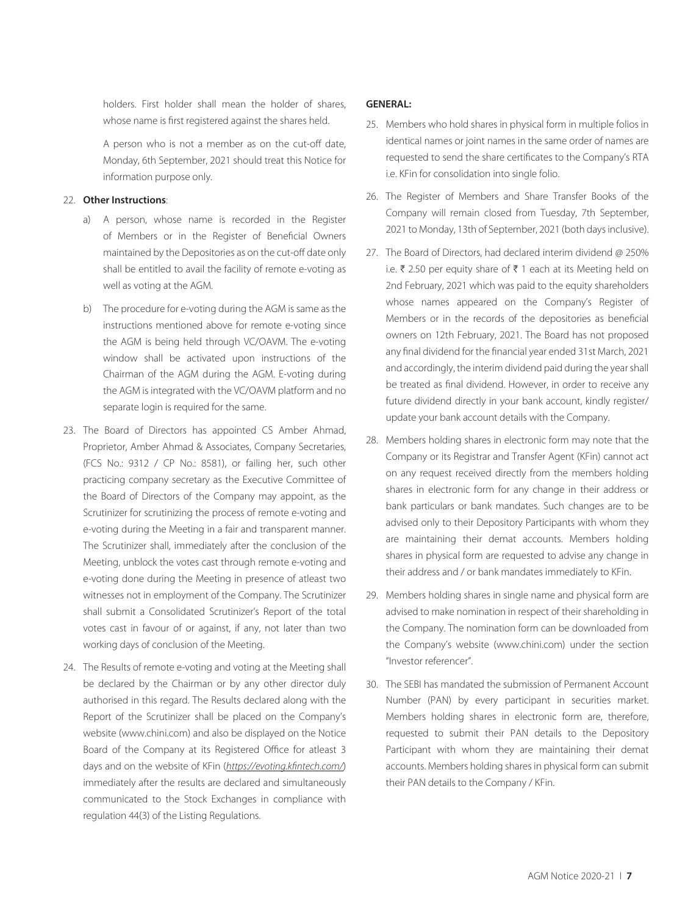holders. First holder shall mean the holder of shares, whose name is first registered against the shares held.

A person who is not a member as on the cut-off date, Monday, 6th September, 2021 should treat this Notice for information purpose only.

22. **Other Instructions**:

    a) A person, whose name is recorded in the Register of Members or in the Register of Beneficial Owners maintained by the Depositories as on the cut-off date only shall be entitled to avail the facility of remote e-voting as well as voting at the AGM.

    b) The procedure for e-voting during the AGM is same as the instructions mentioned above for remote e-voting since the AGM is being held through VC/OAVM. The e-voting window shall be activated upon instructions of the Chairman of the AGM during the AGM. E-voting during the AGM is integrated with the VC/OAVM platform and no separate login is required for the same.

23. The Board of Directors has appointed CS Amber Ahmad, Proprietor, Amber Ahmad & Associates, Company Secretaries, (FCS No.: 9312 / CP No.: 8581), or failing her, such other practicing company secretary as the Executive Committee of the Board of Directors of the Company may appoint, as the Scrutinizer for scrutinizing the process of remote e-voting and e-voting during the Meeting in a fair and transparent manner. The Scrutinizer shall, immediately after the conclusion of the Meeting, unblock the votes cast through remote e-voting and e-voting done during the Meeting in presence of atleast two witnesses not in employment of the Company. The Scrutinizer shall submit a Consolidated Scrutinizer's Report of the total votes cast in favour of or against, if any, not later than two working days of conclusion of the Meeting.

24. The Results of remote e-voting and voting at the Meeting shall be declared by the Chairman or by any other director duly authorised in this regard. The Results declared along with the Report of the Scrutinizer shall be placed on the Company's website (www.chini.com) and also be displayed on the Notice Board of the Company at its Registered Office for atleast 3 days and on the website of KFin (*https://evoting.kfintech.com/*) immediately after the results are declared and simultaneously communicated to the Stock Exchanges in compliance with regulation 44(3) of the Listing Regulations.

**GENERAL:**

25. Members who hold shares in physical form in multiple folios in identical names or joint names in the same order of names are requested to send the share certificates to the Company's RTA i.e. KFin for consolidation into single folio.

26. The Register of Members and Share Transfer Books of the Company will remain closed from Tuesday, 7th September, 2021 to Monday, 13th of September, 2021 (both days inclusive).

27. The Board of Directors, had declared interim dividend @ 250% i.e. ₹ 2.50 per equity share of ₹ 1 each at its Meeting held on 2nd February, 2021 which was paid to the equity shareholders whose names appeared on the Company's Register of Members or in the records of the depositories as beneficial owners on 12th February, 2021. The Board has not proposed any final dividend for the financial year ended 31st March, 2021 and accordingly, the interim dividend paid during the year shall be treated as final dividend. However, in order to receive any future dividend directly in your bank account, kindly register/ update your bank account details with the Company.

28. Members holding shares in electronic form may note that the Company or its Registrar and Transfer Agent (KFin) cannot act on any request received directly from the members holding shares in electronic form for any change in their address or bank particulars or bank mandates. Such changes are to be advised only to their Depository Participants with whom they are maintaining their demat accounts. Members holding shares in physical form are requested to advise any change in their address and / or bank mandates immediately to KFin.

29. Members holding shares in single name and physical form are advised to make nomination in respect of their shareholding in the Company. The nomination form can be downloaded from the Company's website (www.chini.com) under the section "Investor referencer".

30. The SEBI has mandated the submission of Permanent Account Number (PAN) by every participant in securities market. Members holding shares in electronic form are, therefore, requested to submit their PAN details to the Depository Participant with whom they are maintaining their demat accounts. Members holding shares in physical form can submit their PAN details to the Company / KFin.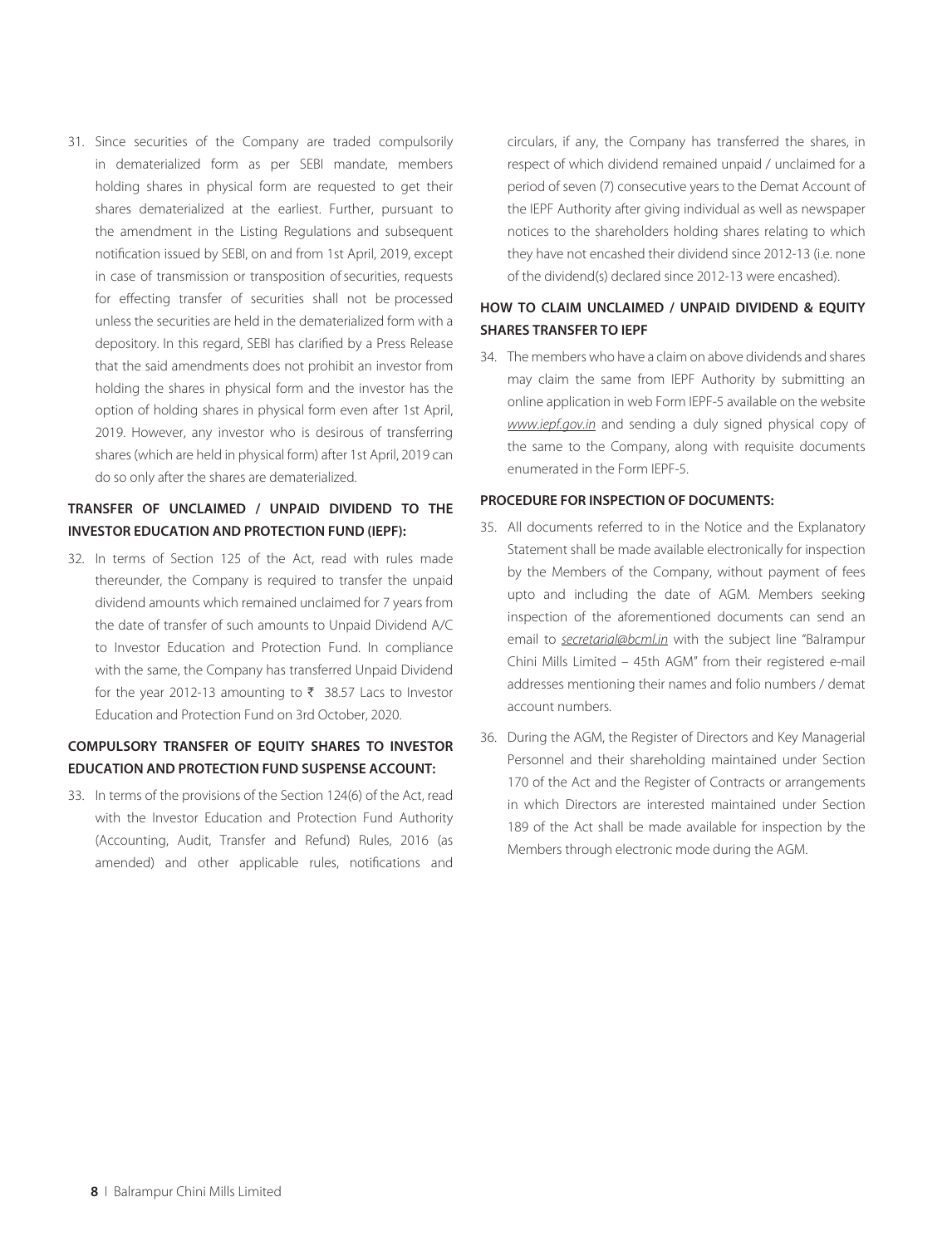31. Since securities of the Company are traded compulsorily in dematerialized form as per SEBI mandate, members holding shares in physical form are requested to get their shares dematerialized at the earliest. Further, pursuant to the amendment in the Listing Regulations and subsequent notification issued by SEBI, on and from 1st April, 2019, except in case of transmission or transposition of securities, requests for effecting transfer of securities shall not be processed unless the securities are held in the dematerialized form with a depository. In this regard, SEBI has clarified by a Press Release that the said amendments does not prohibit an investor from holding the shares in physical form and the investor has the option of holding shares in physical form even after 1st April, 2019. However, any investor who is desirous of transferring shares (which are held in physical form) after 1st April, 2019 can do so only after the shares are dematerialized.

### TRANSFER OF UNCLAIMED / UNPAID DIVIDEND TO THE INVESTOR EDUCATION AND PROTECTION FUND (IEPF):

32. In terms of Section 125 of the Act, read with rules made thereunder, the Company is required to transfer the unpaid dividend amounts which remained unclaimed for 7 years from the date of transfer of such amounts to Unpaid Dividend A/C to Investor Education and Protection Fund. In compliance with the same, the Company has transferred Unpaid Dividend for the year 2012-13 amounting to ₹ 38.57 Lacs to Investor Education and Protection Fund on 3rd October, 2020.

### COMPULSORY TRANSFER OF EQUITY SHARES TO INVESTOR EDUCATION AND PROTECTION FUND SUSPENSE ACCOUNT:

33. In terms of the provisions of the Section 124(6) of the Act, read with the Investor Education and Protection Fund Authority (Accounting, Audit, Transfer and Refund) Rules, 2016 (as amended) and other applicable rules, notifications and circulars, if any, the Company has transferred the shares, in respect of which dividend remained unpaid / unclaimed for a period of seven (7) consecutive years to the Demat Account of the IEPF Authority after giving individual as well as newspaper notices to the shareholders holding shares relating to which they have not encashed their dividend since 2012-13 (i.e. none of the dividend(s) declared since 2012-13 were encashed).

### HOW TO CLAIM UNCLAIMED / UNPAID DIVIDEND & EQUITY SHARES TRANSFER TO IEPF

34. The members who have a claim on above dividends and shares may claim the same from IEPF Authority by submitting an online application in web Form IEPF-5 available on the website *www.iepf.gov.in* and sending a duly signed physical copy of the same to the Company, along with requisite documents enumerated in the Form IEPF-5.

### PROCEDURE FOR INSPECTION OF DOCUMENTS:

35. All documents referred to in the Notice and the Explanatory Statement shall be made available electronically for inspection by the Members of the Company, without payment of fees upto and including the date of AGM. Members seeking inspection of the aforementioned documents can send an email to *secretarial@bcml.in* with the subject line "Balrampur Chini Mills Limited – 45th AGM" from their registered e-mail addresses mentioning their names and folio numbers / demat account numbers.

36. During the AGM, the Register of Directors and Key Managerial Personnel and their shareholding maintained under Section 170 of the Act and the Register of Contracts or arrangements in which Directors are interested maintained under Section 189 of the Act shall be made available for inspection by the Members through electronic mode during the AGM.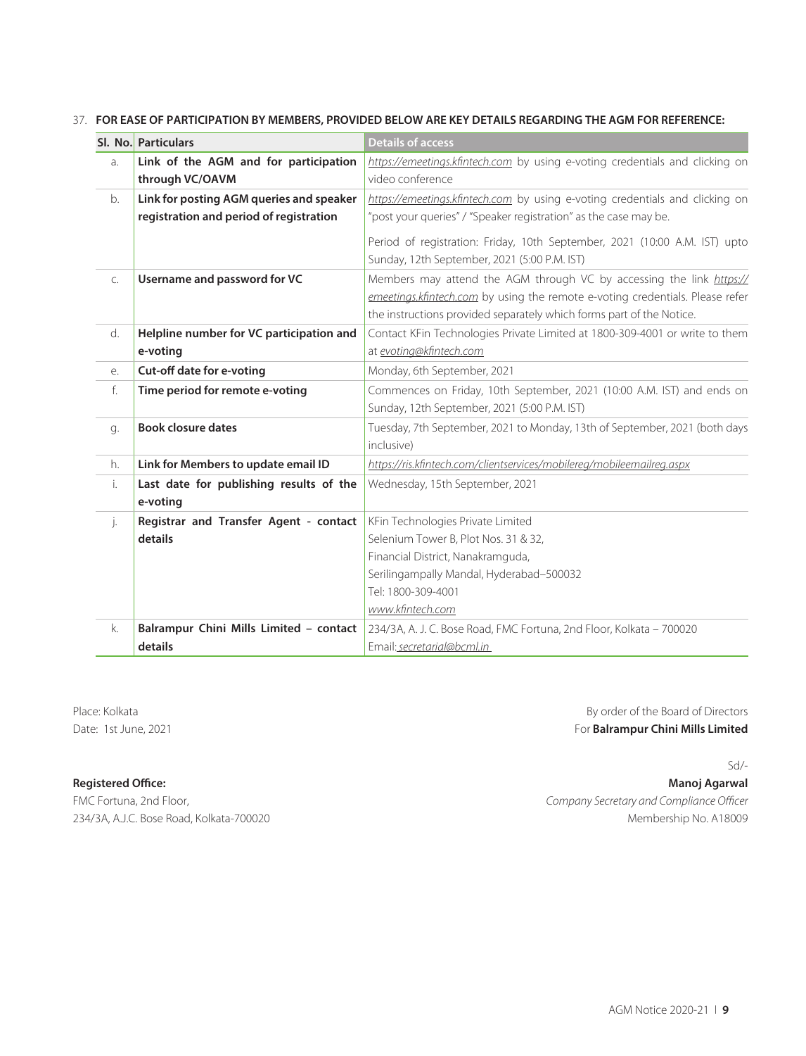37. **FOR EASE OF PARTICIPATION BY MEMBERS, PROVIDED BELOW ARE KEY DETAILS REGARDING THE AGM FOR REFERENCE:**

| Sl. No. | Particulars | Details of access |
|---|---|---|
| a. | **Link of the AGM and for participation through VC/OAVM** | *https://emeetings.kfintech.com* by using e-voting credentials and clicking on video conference |
| b. | **Link for posting AGM queries and speaker registration and period of registration** | *https://emeetings.kfintech.com* by using e-voting credentials and clicking on "post your queries" / "Speaker registration" as the case may be.<br><br>Period of registration: Friday, 10th September, 2021 (10:00 A.M. IST) upto Sunday, 12th September, 2021 (5:00 P.M. IST) |
| c. | **Username and password for VC** | Members may attend the AGM through VC by accessing the link *https://emeetings.kfintech.com* by using the remote e-voting credentials. Please refer the instructions provided separately which forms part of the Notice. |
| d. | **Helpline number for VC participation and e-voting** | Contact KFin Technologies Private Limited at 1800-309-4001 or write to them at *evoting@kfintech.com* |
| e. | **Cut-off date for e-voting** | Monday, 6th September, 2021 |
| f. | **Time period for remote e-voting** | Commences on Friday, 10th September, 2021 (10:00 A.M. IST) and ends on Sunday, 12th September, 2021 (5:00 P.M. IST) |
| g. | **Book closure dates** | Tuesday, 7th September, 2021 to Monday, 13th of September, 2021 (both days inclusive) |
| h. | **Link for Members to update email ID** | *https://ris.kfintech.com/clientservices/mobilereg/mobileemailreg.aspx* |
| i. | **Last date for publishing results of the e-voting** | Wednesday, 15th September, 2021 |
| j. | **Registrar and Transfer Agent - contact details** | KFin Technologies Private Limited<br>Selenium Tower B, Plot Nos. 31 & 32,<br>Financial District, Nanakramguda,<br>Serilingampally Mandal, Hyderabad–500032<br>Tel: 1800-309-4001<br>*www.kfintech.com* |
| k. | **Balrampur Chini Mills Limited – contact details** | 234/3A, A. J. C. Bose Road, FMC Fortuna, 2nd Floor, Kolkata – 700020<br>Email: *secretarial@bcml.in* |

Place: Kolkata
Date: 1st June, 2021

By order of the Board of Directors
For **Balrampur Chini Mills Limited**

Sd/-
**Manoj Agarwal**
*Company Secretary and Compliance Officer*
Membership No. A18009

**Registered Office:**
FMC Fortuna, 2nd Floor,
234/3A, A.J.C. Bose Road, Kolkata-700020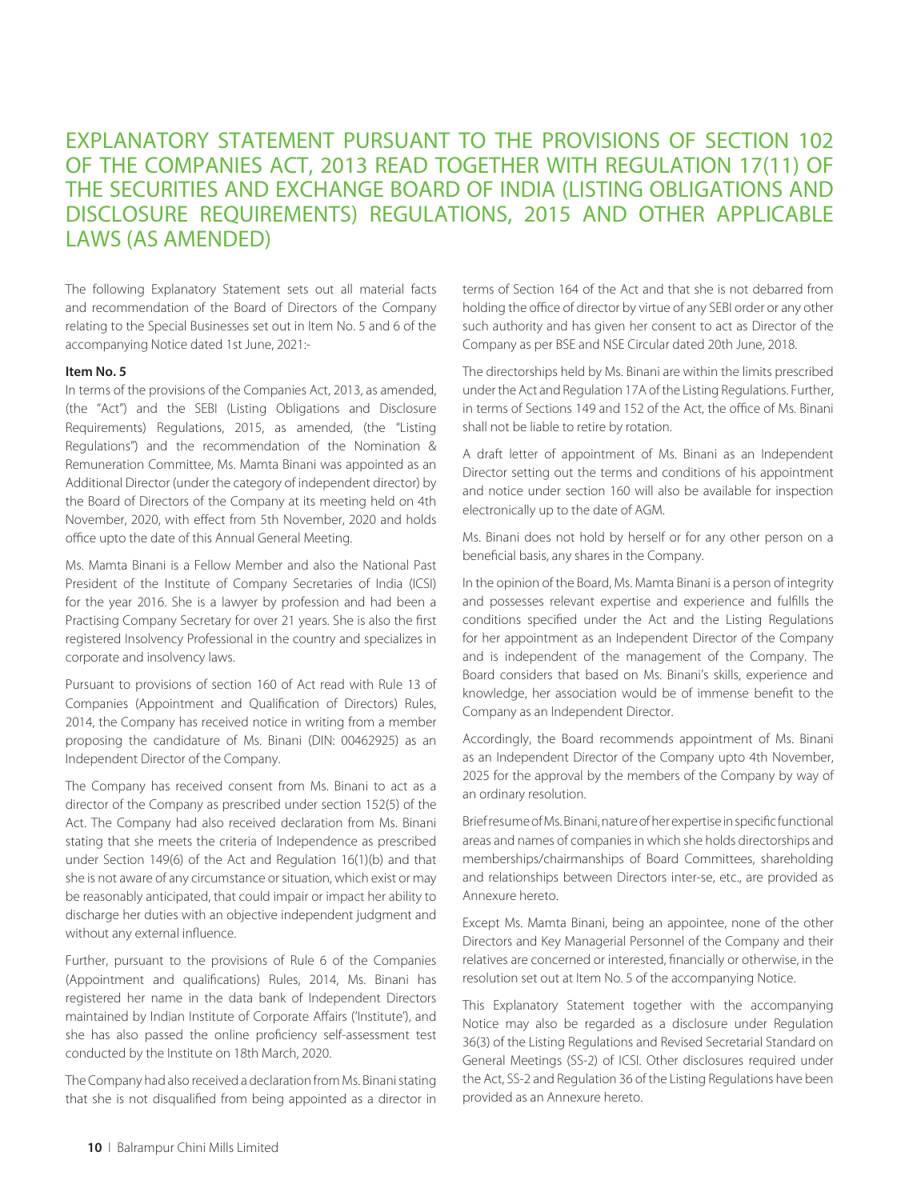# EXPLANATORY STATEMENT PURSUANT TO THE PROVISIONS OF SECTION 102 OF THE COMPANIES ACT, 2013 READ TOGETHER WITH REGULATION 17(11) OF THE SECURITIES AND EXCHANGE BOARD OF INDIA (LISTING OBLIGATIONS AND DISCLOSURE REQUIREMENTS) REGULATIONS, 2015 AND OTHER APPLICABLE LAWS (AS AMENDED)

The following Explanatory Statement sets out all material facts and recommendation of the Board of Directors of the Company relating to the Special Businesses set out in Item No. 5 and 6 of the accompanying Notice dated 1st June, 2021:-

**Item No. 5**

In terms of the provisions of the Companies Act, 2013, as amended, (the "Act") and the SEBI (Listing Obligations and Disclosure Requirements) Regulations, 2015, as amended, (the "Listing Regulations") and the recommendation of the Nomination & Remuneration Committee, Ms. Mamta Binani was appointed as an Additional Director (under the category of independent director) by the Board of Directors of the Company at its meeting held on 4th November, 2020, with effect from 5th November, 2020 and holds office upto the date of this Annual General Meeting.

Ms. Mamta Binani is a Fellow Member and also the National Past President of the Institute of Company Secretaries of India (ICSI) for the year 2016. She is a lawyer by profession and had been a Practising Company Secretary for over 21 years. She is also the first registered Insolvency Professional in the country and specializes in corporate and insolvency laws.

Pursuant to provisions of section 160 of Act read with Rule 13 of Companies (Appointment and Qualification of Directors) Rules, 2014, the Company has received notice in writing from a member proposing the candidature of Ms. Binani (DIN: 00462925) as an Independent Director of the Company.

The Company has received consent from Ms. Binani to act as a director of the Company as prescribed under section 152(5) of the Act. The Company had also received declaration from Ms. Binani stating that she meets the criteria of Independence as prescribed under Section 149(6) of the Act and Regulation 16(1)(b) and that she is not aware of any circumstance or situation, which exist or may be reasonably anticipated, that could impair or impact her ability to discharge her duties with an objective independent judgment and without any external influence.

Further, pursuant to the provisions of Rule 6 of the Companies (Appointment and qualifications) Rules, 2014, Ms. Binani has registered her name in the data bank of Independent Directors maintained by Indian Institute of Corporate Affairs ('Institute'), and she has also passed the online proficiency self-assessment test conducted by the Institute on 18th March, 2020.

The Company had also received a declaration from Ms. Binani stating that she is not disqualified from being appointed as a director in terms of Section 164 of the Act and that she is not debarred from holding the office of director by virtue of any SEBI order or any other such authority and has given her consent to act as Director of the Company as per BSE and NSE Circular dated 20th June, 2018.

The directorships held by Ms. Binani are within the limits prescribed under the Act and Regulation 17A of the Listing Regulations. Further, in terms of Sections 149 and 152 of the Act, the office of Ms. Binani shall not be liable to retire by rotation.

A draft letter of appointment of Ms. Binani as an Independent Director setting out the terms and conditions of his appointment and notice under section 160 will also be available for inspection electronically up to the date of AGM.

Ms. Binani does not hold by herself or for any other person on a beneficial basis, any shares in the Company.

In the opinion of the Board, Ms. Mamta Binani is a person of integrity and possesses relevant expertise and experience and fulfills the conditions specified under the Act and the Listing Regulations for her appointment as an Independent Director of the Company and is independent of the management of the Company. The Board considers that based on Ms. Binani's skills, experience and knowledge, her association would be of immense benefit to the Company as an Independent Director.

Accordingly, the Board recommends appointment of Ms. Binani as an Independent Director of the Company upto 4th November, 2025 for the approval by the members of the Company by way of an ordinary resolution.

Brief resume of Ms. Binani, nature of her expertise in specific functional areas and names of companies in which she holds directorships and memberships/chairmanships of Board Committees, shareholding and relationships between Directors inter-se, etc., are provided as Annexure hereto.

Except Ms. Mamta Binani, being an appointee, none of the other Directors and Key Managerial Personnel of the Company and their relatives are concerned or interested, financially or otherwise, in the resolution set out at Item No. 5 of the accompanying Notice.

This Explanatory Statement together with the accompanying Notice may also be regarded as a disclosure under Regulation 36(3) of the Listing Regulations and Revised Secretarial Standard on General Meetings (SS-2) of ICSI. Other disclosures required under the Act, SS-2 and Regulation 36 of the Listing Regulations have been provided as an Annexure hereto.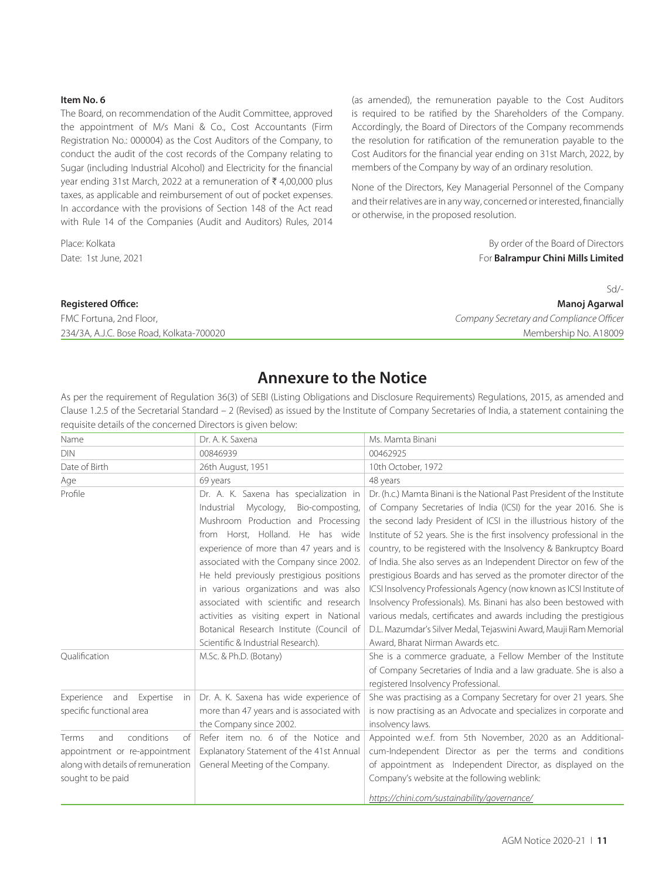**Item No. 6**

The Board, on recommendation of the Audit Committee, approved the appointment of M/s Mani & Co., Cost Accountants (Firm Registration No.: 000004) as the Cost Auditors of the Company, to conduct the audit of the cost records of the Company relating to Sugar (including Industrial Alcohol) and Electricity for the financial year ending 31st March, 2022 at a remuneration of ₹ 4,00,000 plus taxes, as applicable and reimbursement of out of pocket expenses. In accordance with the provisions of Section 148 of the Act read with Rule 14 of the Companies (Audit and Auditors) Rules, 2014 (as amended), the remuneration payable to the Cost Auditors is required to be ratified by the Shareholders of the Company. Accordingly, the Board of Directors of the Company recommends the resolution for ratification of the remuneration payable to the Cost Auditors for the financial year ending on 31st March, 2022, by members of the Company by way of an ordinary resolution.

None of the Directors, Key Managerial Personnel of the Company and their relatives are in any way, concerned or interested, financially or otherwise, in the proposed resolution.

Place: Kolkata
Date: 1st June, 2021

By order of the Board of Directors
For **Balrampur Chini Mills Limited**

Sd/-
**Manoj Agarwal**
*Company Secretary and Compliance Officer*
Membership No. A18009

**Registered Office:**
FMC Fortuna, 2nd Floor,
234/3A, A.J.C. Bose Road, Kolkata-700020

# Annexure to the Notice

As per the requirement of Regulation 36(3) of SEBI (Listing Obligations and Disclosure Requirements) Regulations, 2015, as amended and Clause 1.2.5 of the Secretarial Standard – 2 (Revised) as issued by the Institute of Company Secretaries of India, a statement containing the requisite details of the concerned Directors is given below:

| Name | Dr. A. K. Saxena | Ms. Mamta Binani |
|---|---|---|
| DIN | 00846939 | 00462925 |
| Date of Birth | 26th August, 1951 | 10th October, 1972 |
| Age | 69 years | 48 years |
| Profile | Dr. A. K. Saxena has specialization in Industrial Mycology, Bio-composting, Mushroom Production and Processing from Horst, Holland. He has wide experience of more than 47 years and is associated with the Company since 2002. He held previously prestigious positions in various organizations and was also associated with scientific and research activities as visiting expert in National Botanical Research Institute (Council of Scientific & Industrial Research). | Dr. (h.c.) Mamta Binani is the National Past President of the Institute of Company Secretaries of India (ICSI) for the year 2016. She is the second lady President of ICSI in the illustrious history of the Institute of 52 years. She is the first insolvency professional in the country, to be registered with the Insolvency & Bankruptcy Board of India. She also serves as an Independent Director on few of the prestigious Boards and has served as the promoter director of the ICSI Insolvency Professionals Agency (now known as ICSI Institute of Insolvency Professionals). Ms. Binani has also been bestowed with various medals, certificates and awards including the prestigious D.L. Mazumdar's Silver Medal, Tejaswini Award, Mauji Ram Memorial Award, Bharat Nirman Awards etc. |
| Qualification | M.Sc. & Ph.D. (Botany) | She is a commerce graduate, a Fellow Member of the Institute of Company Secretaries of India and a law graduate. She is also a registered Insolvency Professional. |
| Experience and Expertise in specific functional area | Dr. A. K. Saxena has wide experience of more than 47 years and is associated with the Company since 2002. | She was practising as a Company Secretary for over 21 years. She is now practising as an Advocate and specializes in corporate and insolvency laws. |
| Terms and conditions of appointment or re-appointment along with details of remuneration sought to be paid | Refer item no. 6 of the Notice and Explanatory Statement of the 41st Annual General Meeting of the Company. | Appointed w.e.f. from 5th November, 2020 as an Additional-cum-Independent Director as per the terms and conditions of appointment as Independent Director, as displayed on the Company's website at the following weblink: *https://chini.com/sustainability/governance/* |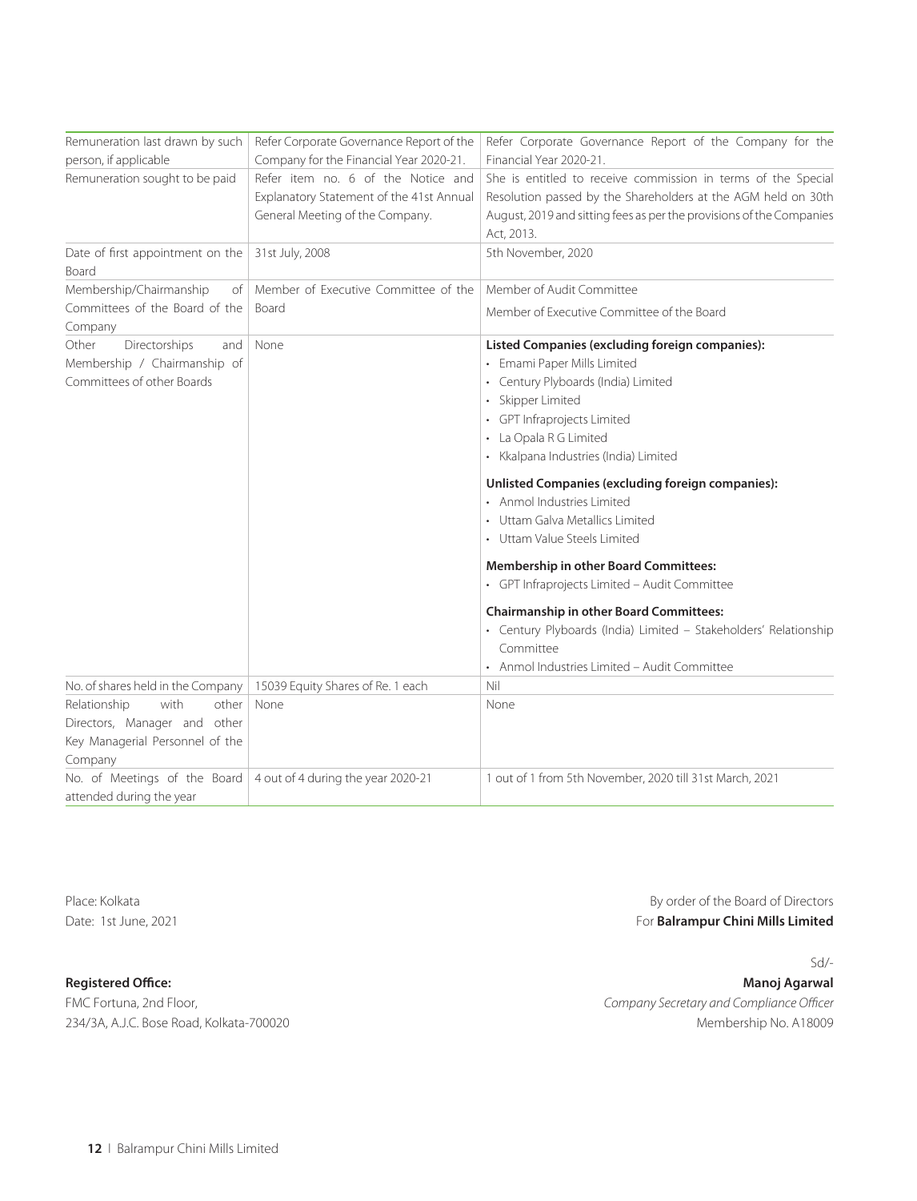| | | |
|---|---|---|
| Remuneration last drawn by such person, if applicable | Refer Corporate Governance Report of the Company for the Financial Year 2020-21. | Refer Corporate Governance Report of the Company for the Financial Year 2020-21. |
| Remuneration sought to be paid | Refer item no. 6 of the Notice and Explanatory Statement of the 41st Annual General Meeting of the Company. | She is entitled to receive commission in terms of the Special Resolution passed by the Shareholders at the AGM held on 30th August, 2019 and sitting fees as per the provisions of the Companies Act, 2013. |
| Date of first appointment on the Board | 31st July, 2008 | 5th November, 2020 |
| Membership/Chairmanship of Committees of the Board of the Company | Member of Executive Committee of the Board | Member of Audit Committee<br>Member of Executive Committee of the Board |
| Other Directorships and Membership / Chairmanship of Committees of other Boards | None | **Listed Companies (excluding foreign companies):**<br>• Emami Paper Mills Limited<br>• Century Plyboards (India) Limited<br>• Skipper Limited<br>• GPT Infraprojects Limited<br>• La Opala R G Limited<br>• Kkalpana Industries (India) Limited<br>**Unlisted Companies (excluding foreign companies):**<br>• Anmol Industries Limited<br>• Uttam Galva Metallics Limited<br>• Uttam Value Steels Limited<br>**Membership in other Board Committees:**<br>• GPT Infraprojects Limited – Audit Committee<br>**Chairmanship in other Board Committees:**<br>• Century Plyboards (India) Limited – Stakeholders' Relationship Committee<br>• Anmol Industries Limited – Audit Committee |
| No. of shares held in the Company | 15039 Equity Shares of Re. 1 each | Nil |
| Relationship with other Directors, Manager and other Key Managerial Personnel of the Company | None | None |
| No. of Meetings of the Board attended during the year | 4 out of 4 during the year 2020-21 | 1 out of 1 from 5th November, 2020 till 31st March, 2021 |

Place: Kolkata
Date: 1st June, 2021

By order of the Board of Directors
For **Balrampur Chini Mills Limited**

Sd/-
**Manoj Agarwal**
*Company Secretary and Compliance Officer*
Membership No. A18009

**Registered Office:**
FMC Fortuna, 2nd Floor,
234/3A, A.J.C. Bose Road, Kolkata-700020